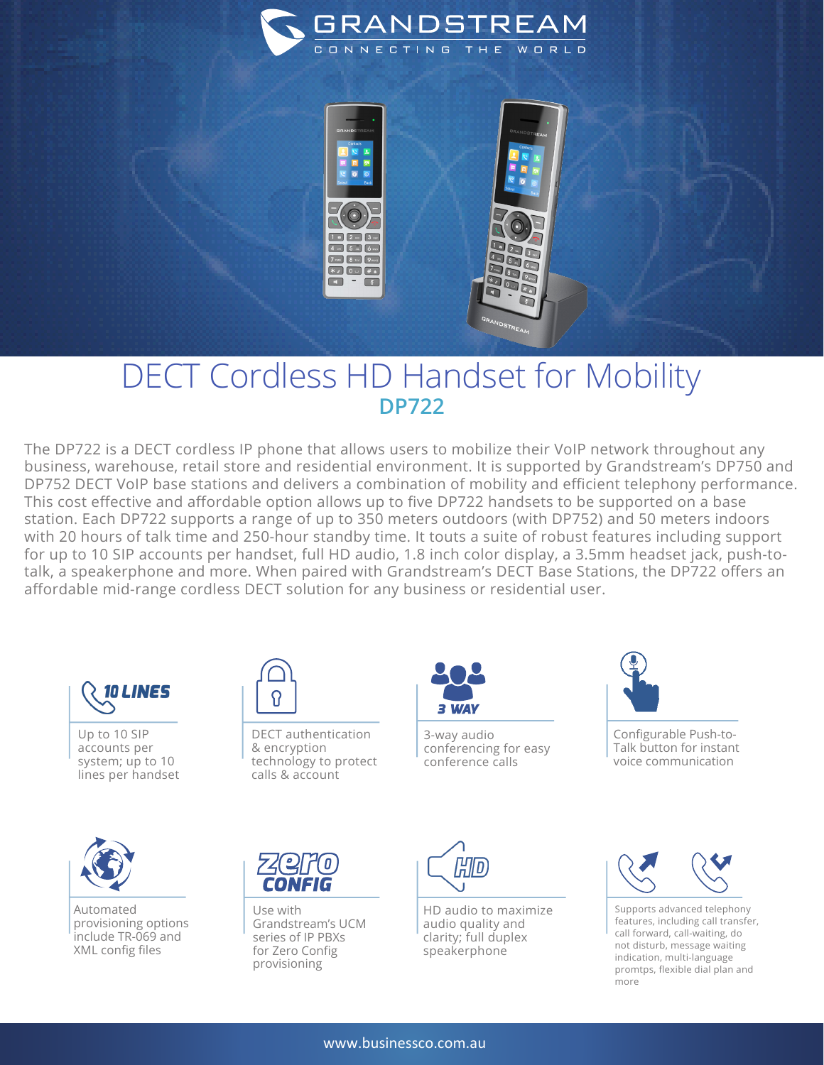# DECT Cordless HD Handset for Mobility

## DP722

The DP722 is a DECT cordless IP phone that allows users to mobilize their VoIP network throughout any business, warehouse, retail store and residential environment. It is supported by Grandstream's DP750 and DP752 DECT VoIP base stations and delivers a combination of mobility and efficient telephony performance. This cost effective and affordable option allows up to five DP722 handsets to be supported on a base station. Each DP722 supports a range of up to 350 meters outdoors (with DP752) and 50 meters indoors with 20 hours of talk time and 250-hour standby time. It touts a suite of robust features including support for up to 10 SIP accounts per handset, full HD audio, 1.8 inch color display, a 3.5mm headset jack, push-to-talk, a speakerphone and more. When paired with Grandstream's DECT Base Stations, the DP722 offers an affordable mid-range cordless DECT solution for any business or residential user.

**10 LINES**

Up to 10 SIP accounts per system; up to 10 lines per handset

DECT authentication & encryption technology to protect calls & account

**3 WAY**

3-way audio conferencing for easy conference calls

Configurable Push-to-Talk button for instant voice communication

Automated provisioning options include TR-069 and XML config files

**zero CONFIG**

Use with Grandstream's UCM series of IP PBXs for Zero Config provisioning

**HD**

HD audio to maximize audio quality and clarity; full duplex speakerphone

Supports advanced telephony features, including call transfer, call forward, call-waiting, do not disturb, message waiting indication, multi-language promtps, flexible dial plan and more

www.businessco.com.au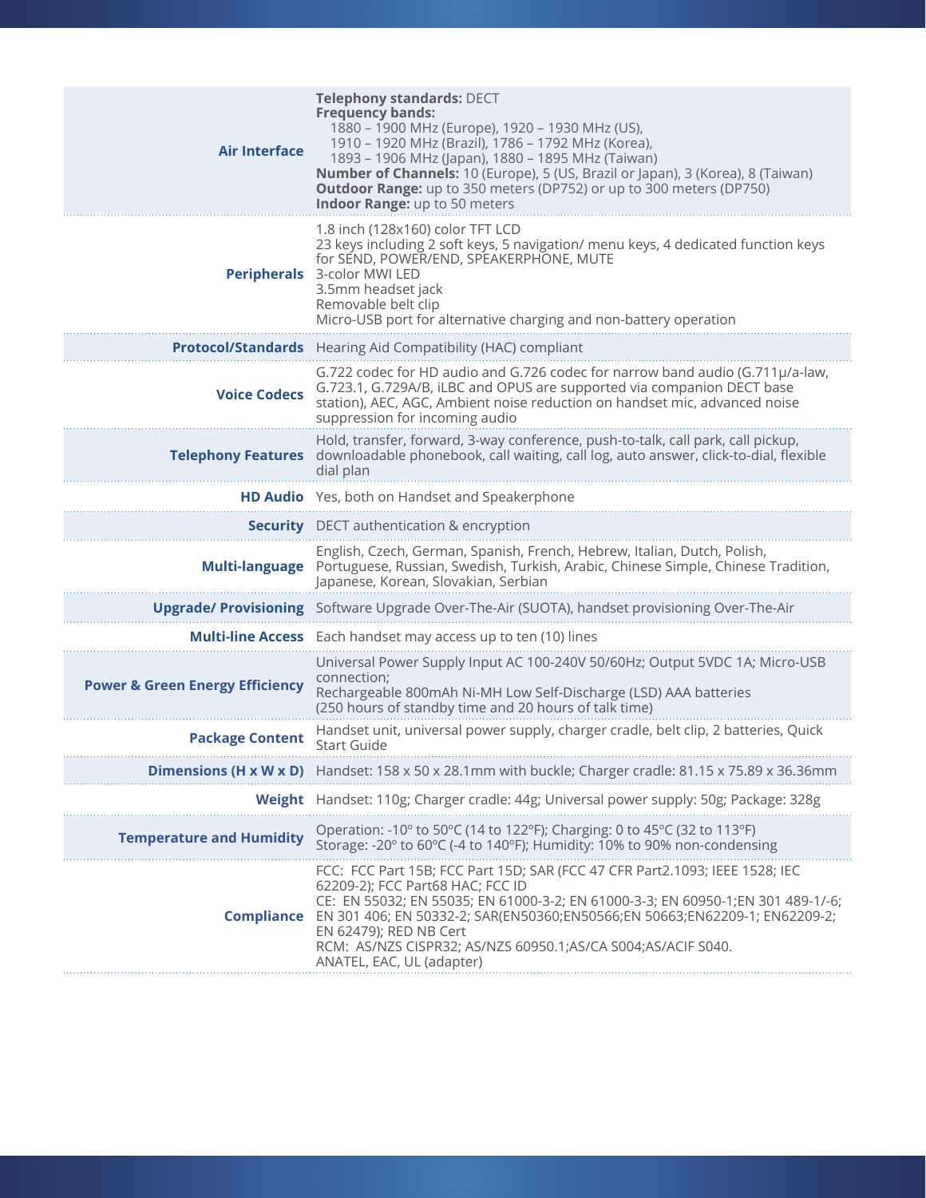| | |
|---|---|
| **Air Interface** | **Telephony standards:** DECT<br>**Frequency bands:**<br>1880 – 1900 MHz (Europe), 1920 – 1930 MHz (US),<br>1910 – 1920 MHz (Brazil), 1786 – 1792 MHz (Korea),<br>1893 – 1906 MHz (Japan), 1880 – 1895 MHz (Taiwan)<br>**Number of Channels:** 10 (Europe), 5 (US, Brazil or Japan), 3 (Korea), 8 (Taiwan)<br>**Outdoor Range:** up to 350 meters (DP752) or up to 300 meters (DP750)<br>**Indoor Range:** up to 50 meters |
| **Peripherals** | 1.8 inch (128x160) color TFT LCD<br>23 keys including 2 soft keys, 5 navigation/ menu keys, 4 dedicated function keys for SEND, POWER/END, SPEAKERPHONE, MUTE<br>3-color MWI LED<br>3.5mm headset jack<br>Removable belt clip<br>Micro-USB port for alternative charging and non-battery operation |
| **Protocol/Standards** | Hearing Aid Compatibility (HAC) compliant |
| **Voice Codecs** | G.722 codec for HD audio and G.726 codec for narrow band audio (G.711µ/a-law, G.723.1, G.729A/B, iLBC and OPUS are supported via companion DECT base station), AEC, AGC, Ambient noise reduction on handset mic, advanced noise suppression for incoming audio |
| **Telephony Features** | Hold, transfer, forward, 3-way conference, push-to-talk, call park, call pickup, downloadable phonebook, call waiting, call log, auto answer, click-to-dial, flexible dial plan |
| **HD Audio** | Yes, both on Handset and Speakerphone |
| **Security** | DECT authentication & encryption |
| **Multi-language** | English, Czech, German, Spanish, French, Hebrew, Italian, Dutch, Polish, Portuguese, Russian, Swedish, Turkish, Arabic, Chinese Simple, Chinese Tradition, Japanese, Korean, Slovakian, Serbian |
| **Upgrade/ Provisioning** | Software Upgrade Over-The-Air (SUOTA), handset provisioning Over-The-Air |
| **Multi-line Access** | Each handset may access up to ten (10) lines |
| **Power & Green Energy Efficiency** | Universal Power Supply Input AC 100-240V 50/60Hz; Output 5VDC 1A; Micro-USB connection;<br>Rechargeable 800mAh Ni-MH Low Self-Discharge (LSD) AAA batteries<br>(250 hours of standby time and 20 hours of talk time) |
| **Package Content** | Handset unit, universal power supply, charger cradle, belt clip, 2 batteries, Quick Start Guide |
| **Dimensions (H x W x D)** | Handset: 158 x 50 x 28.1mm with buckle; Charger cradle: 81.15 x 75.89 x 36.36mm |
| **Weight** | Handset: 110g; Charger cradle: 44g; Universal power supply: 50g; Package: 328g |
| **Temperature and Humidity** | Operation: -10º to 50ºC (14 to 122ºF); Charging: 0 to 45ºC (32 to 113ºF)<br>Storage: -20º to 60ºC (-4 to 140ºF); Humidity: 10% to 90% non-condensing |
| **Compliance** | FCC: FCC Part 15B; FCC Part 15D; SAR (FCC 47 CFR Part2.1093; IEEE 1528; IEC 62209-2); FCC Part68 HAC; FCC ID<br>CE: EN 55032; EN 55035; EN 61000-3-2; EN 61000-3-3; EN 60950-1;EN 301 489-1/-6; EN 301 406; EN 50332-2; SAR(EN50360;EN50566;EN 50663;EN62209-1; EN62209-2; EN 62479); RED NB Cert<br>RCM: AS/NZS CISPR32; AS/NZS 60950.1;AS/CA S004;AS/ACIF S040.<br>ANATEL, EAC, UL (adapter) |